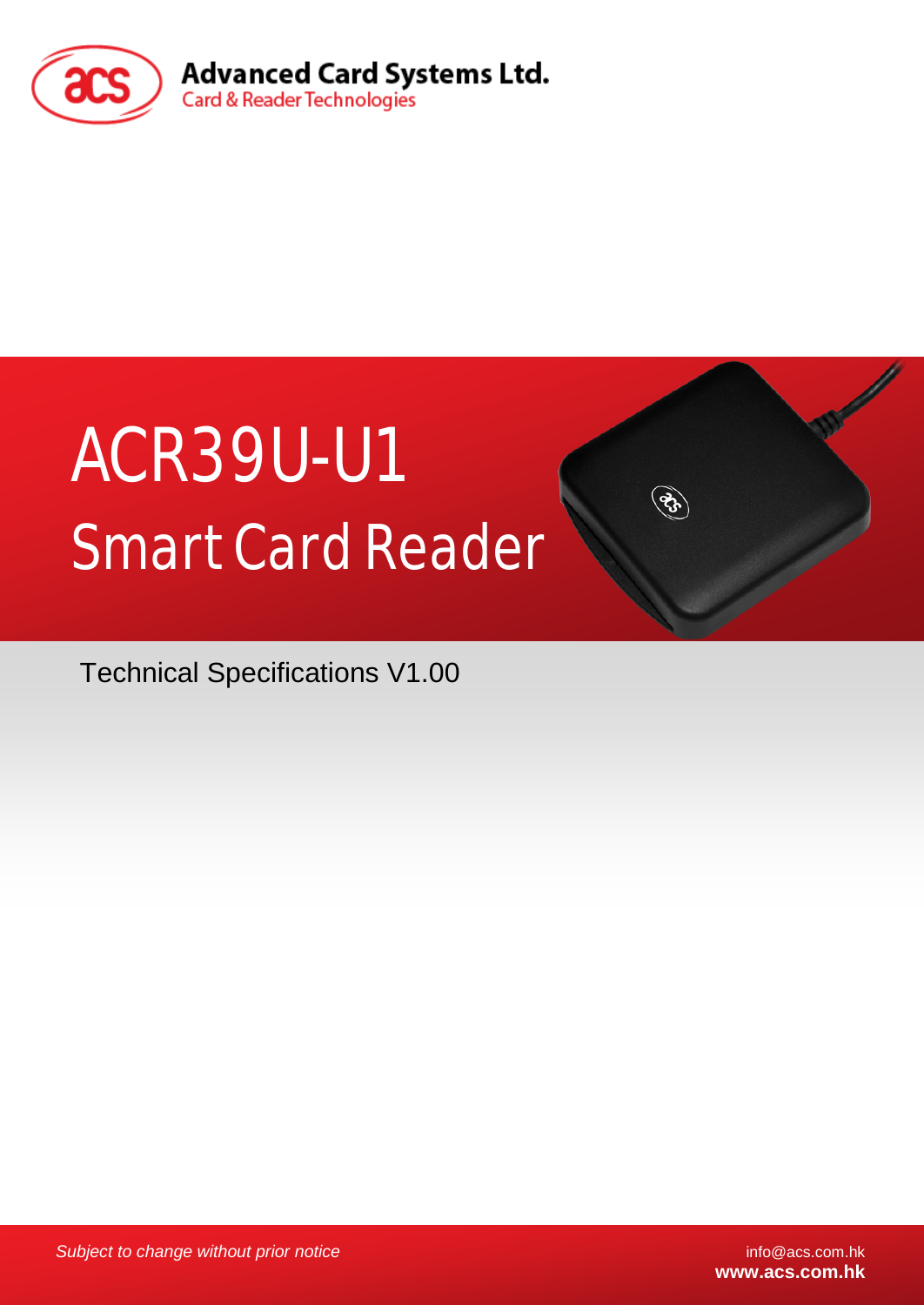Advanced Card Systems Ltd.
Card & Reader Technologies

# ACR39U-U1
# Smart Card Reader

Technical Specifications V1.00

*Subject to change without prior notice*

info@acs.com.hk
**www.acs.com.hk**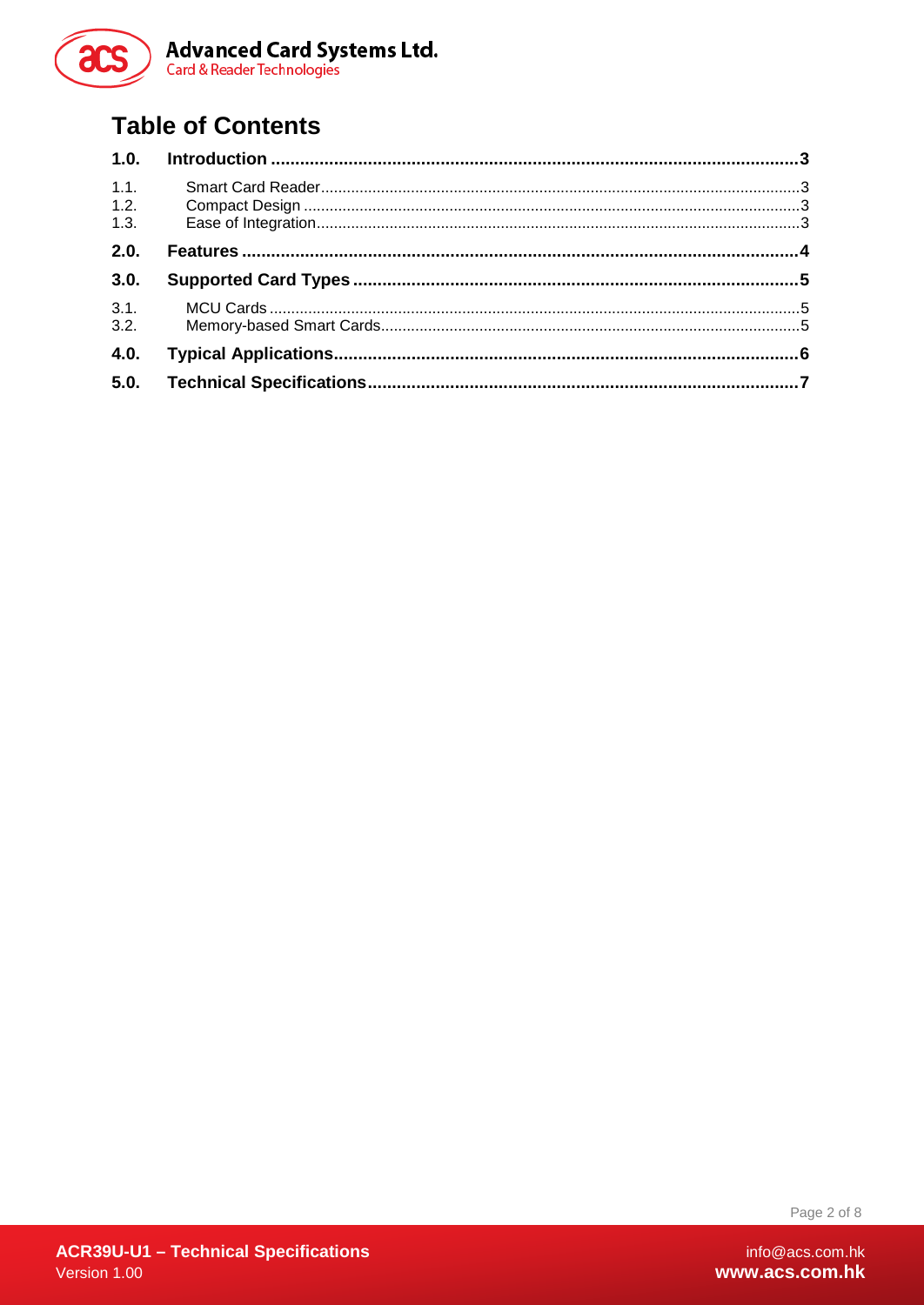# Table of Contents

**1.0. Introduction .......................................................................................................... 3**

1.1. Smart Card Reader ............................................................................................................... 3
1.2. Compact Design ................................................................................................................... 3
1.3. Ease of Integration ................................................................................................................ 3

**2.0. Features .................................................................................................................. 4**

**3.0. Supported Card Types ........................................................................................... 5**

3.1. MCU Cards ........................................................................................................................... 5
3.2. Memory-based Smart Cards ................................................................................................. 5

**4.0. Typical Applications ............................................................................................... 6**

**5.0. Technical Specifications ......................................................................................... 7**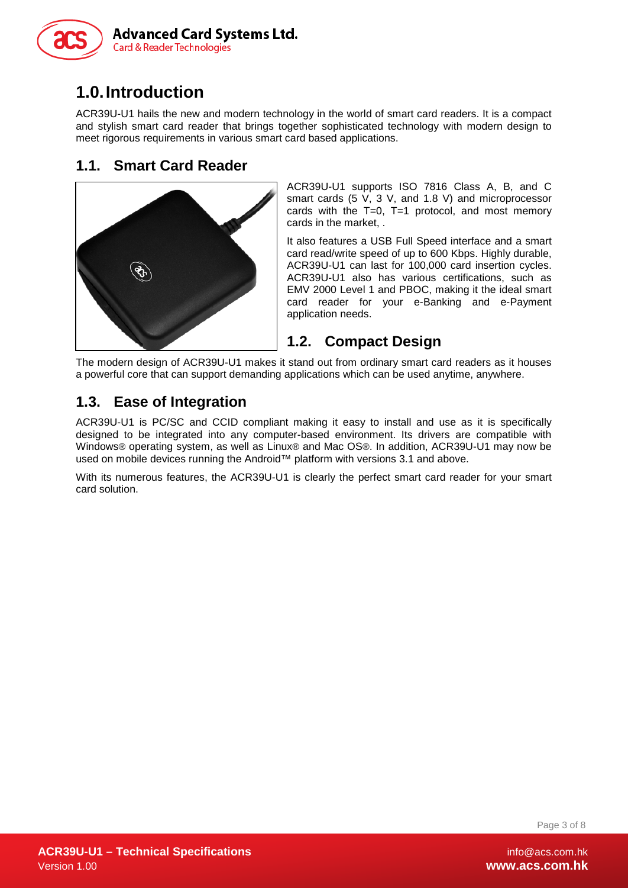# 1.0. Introduction

ACR39U-U1 hails the new and modern technology in the world of smart card readers. It is a compact and stylish smart card reader that brings together sophisticated technology with modern design to meet rigorous requirements in various smart card based applications.

## 1.1. Smart Card Reader

ACR39U-U1 supports ISO 7816 Class A, B, and C smart cards (5 V, 3 V, and 1.8 V) and microprocessor cards with the T=0, T=1 protocol, and most memory cards in the market, .

It also features a USB Full Speed interface and a smart card read/write speed of up to 600 Kbps. Highly durable, ACR39U-U1 can last for 100,000 card insertion cycles. ACR39U-U1 also has various certifications, such as EMV 2000 Level 1 and PBOC, making it the ideal smart card reader for your e-Banking and e-Payment application needs.

## 1.2. Compact Design

The modern design of ACR39U-U1 makes it stand out from ordinary smart card readers as it houses a powerful core that can support demanding applications which can be used anytime, anywhere.

## 1.3. Ease of Integration

ACR39U-U1 is PC/SC and CCID compliant making it easy to install and use as it is specifically designed to be integrated into any computer-based environment. Its drivers are compatible with Windows® operating system, as well as Linux® and Mac OS®. In addition, ACR39U-U1 may now be used on mobile devices running the Android™ platform with versions 3.1 and above.

With its numerous features, the ACR39U-U1 is clearly the perfect smart card reader for your smart card solution.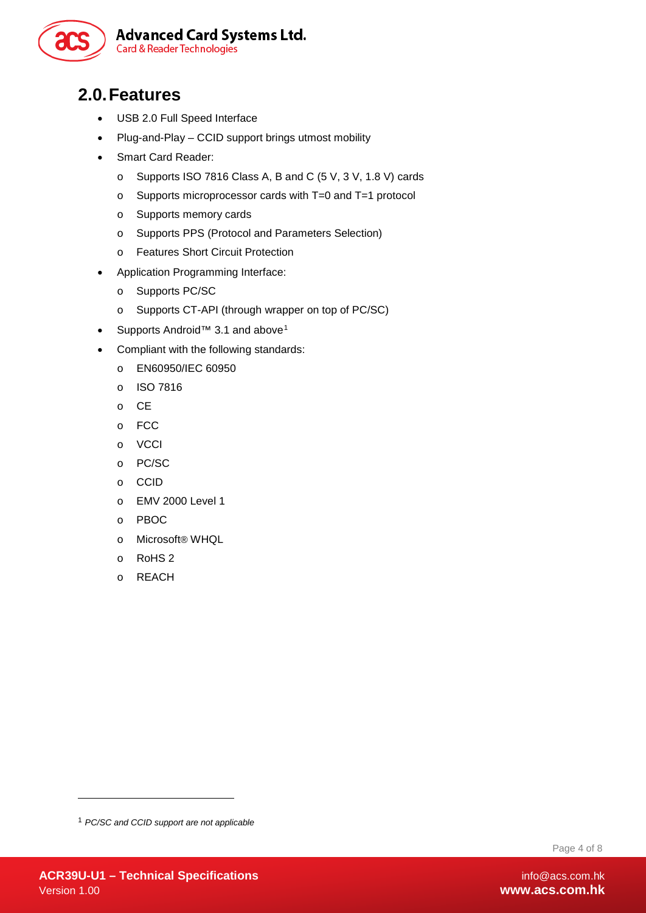# 2.0. Features

- USB 2.0 Full Speed Interface
- Plug-and-Play – CCID support brings utmost mobility
- Smart Card Reader:
  - Supports ISO 7816 Class A, B and C (5 V, 3 V, 1.8 V) cards
  - Supports microprocessor cards with T=0 and T=1 protocol
  - Supports memory cards
  - Supports PPS (Protocol and Parameters Selection)
  - Features Short Circuit Protection
- Application Programming Interface:
  - Supports PC/SC
  - Supports CT-API (through wrapper on top of PC/SC)
- Supports Android™ 3.1 and above[1]
- Compliant with the following standards:
  - EN60950/IEC 60950
  - ISO 7816
  - CE
  - FCC
  - VCCI
  - PC/SC
  - CCID
  - EMV 2000 Level 1
  - PBOC
  - Microsoft® WHQL
  - RoHS 2
  - REACH

---

[1] *PC/SC and CCID support are not applicable*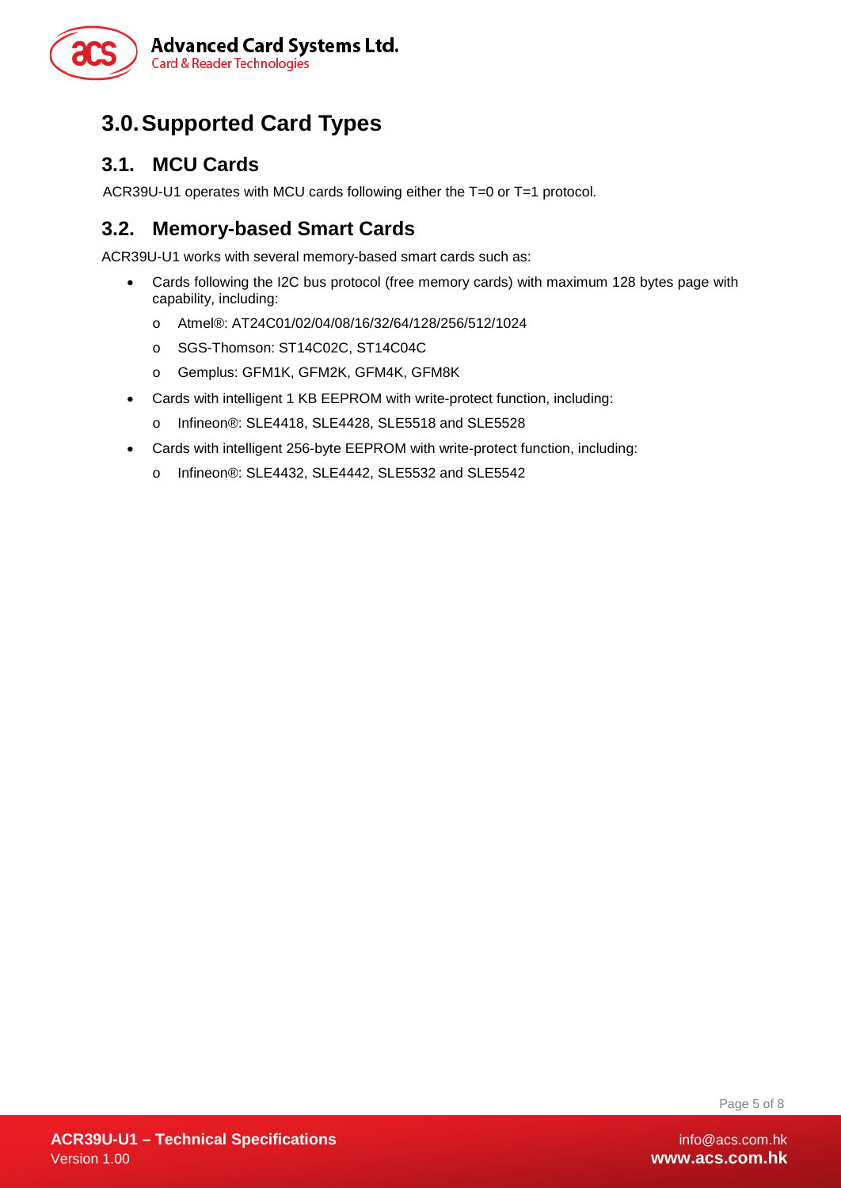# 3.0. Supported Card Types

## 3.1. MCU Cards

ACR39U-U1 operates with MCU cards following either the T=0 or T=1 protocol.

## 3.2. Memory-based Smart Cards

ACR39U-U1 works with several memory-based smart cards such as:

- Cards following the I2C bus protocol (free memory cards) with maximum 128 bytes page with capability, including:
  - Atmel®: AT24C01/02/04/08/16/32/64/128/256/512/1024
  - SGS-Thomson: ST14C02C, ST14C04C
  - Gemplus: GFM1K, GFM2K, GFM4K, GFM8K
- Cards with intelligent 1 KB EEPROM with write-protect function, including:
  - Infineon®: SLE4418, SLE4428, SLE5518 and SLE5528
- Cards with intelligent 256-byte EEPROM with write-protect function, including:
  - Infineon®: SLE4432, SLE4442, SLE5532 and SLE5542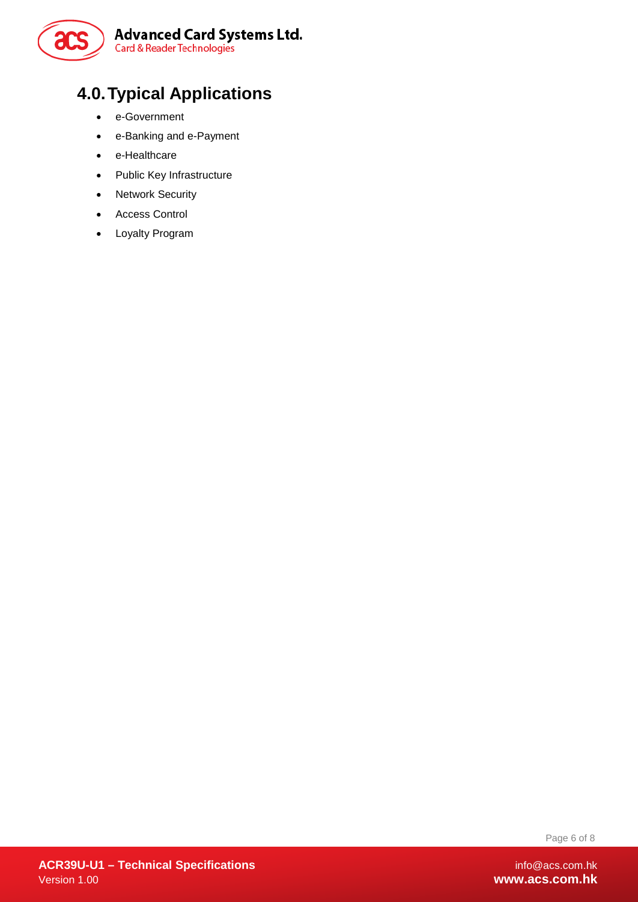# 4.0. Typical Applications

- e-Government
- e-Banking and e-Payment
- e-Healthcare
- Public Key Infrastructure
- Network Security
- Access Control
- Loyalty Program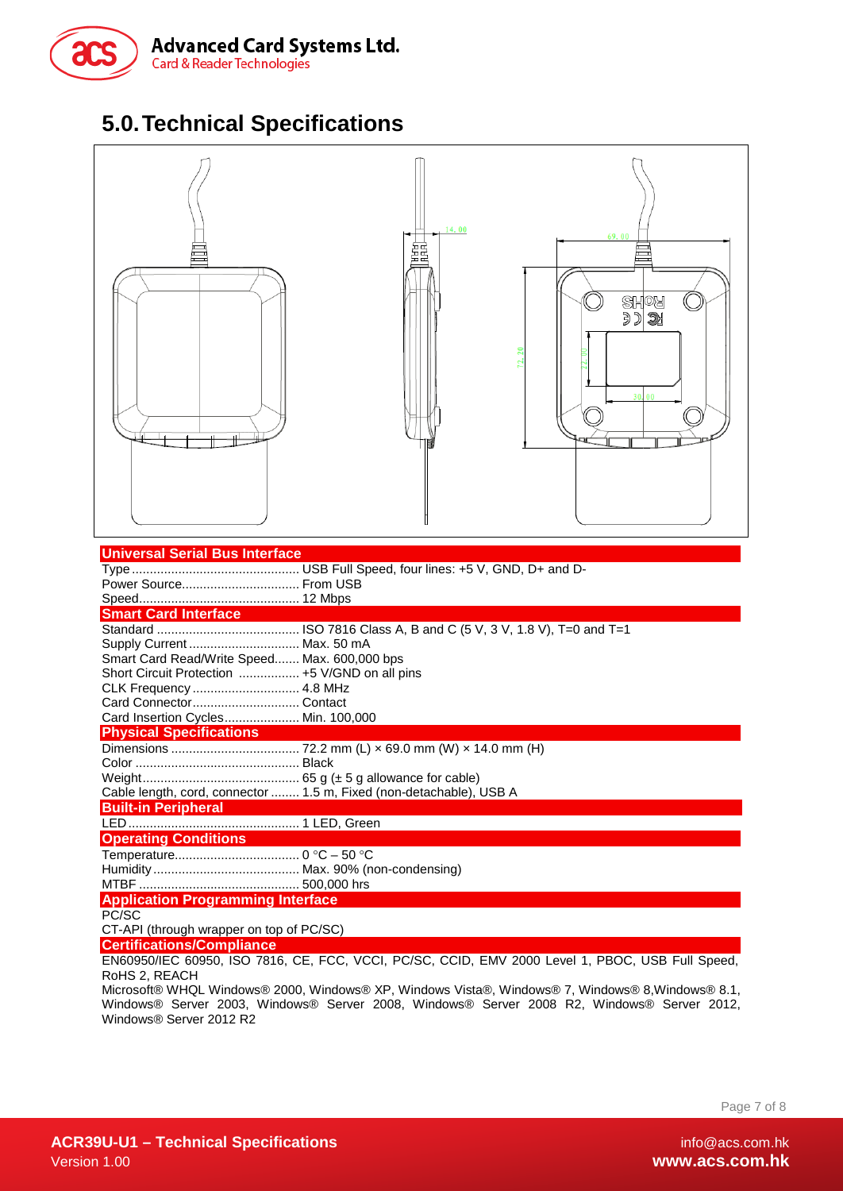# 5.0. Technical Specifications

**Universal Serial Bus Interface**

Type ............................................. USB Full Speed, four lines: +5 V, GND, D+ and D-
Power Source................................ From USB
Speed........................................... 12 Mbps

**Smart Card Interface**

Standard ....................................... ISO 7816 Class A, B and C (5 V, 3 V, 1.8 V), T=0 and T=1
Supply Current .............................. Max. 50 mA
Smart Card Read/Write Speed....... Max. 600,000 bps
Short Circuit Protection ................. +5 V/GND on all pins
CLK Frequency ............................. 4.8 MHz
Card Connector............................. Contact
Card Insertion Cycles..................... Min. 100,000

**Physical Specifications**

Dimensions ................................... 72.2 mm (L) × 69.0 mm (W) × 14.0 mm (H)
Color ............................................. Black
Weight........................................... 65 g (± 5 g allowance for cable)
Cable length, cord, connector ........ 1.5 m, Fixed (non-detachable), USB A

**Built-in Peripheral**

LED............................................... 1 LED, Green

**Operating Conditions**

Temperature.................................. 0 °C – 50 °C
Humidity ........................................ Max. 90% (non-condensing)
MTBF ............................................ 500,000 hrs

**Application Programming Interface**

PC/SC
CT-API (through wrapper on top of PC/SC)

**Certifications/Compliance**

EN60950/IEC 60950, ISO 7816, CE, FCC, VCCI, PC/SC, CCID, EMV 2000 Level 1, PBOC, USB Full Speed, RoHS 2, REACH

Microsoft® WHQL Windows® 2000, Windows® XP, Windows Vista®, Windows® 7, Windows® 8,Windows® 8.1, Windows® Server 2003, Windows® Server 2008, Windows® Server 2008 R2, Windows® Server 2012, Windows® Server 2012 R2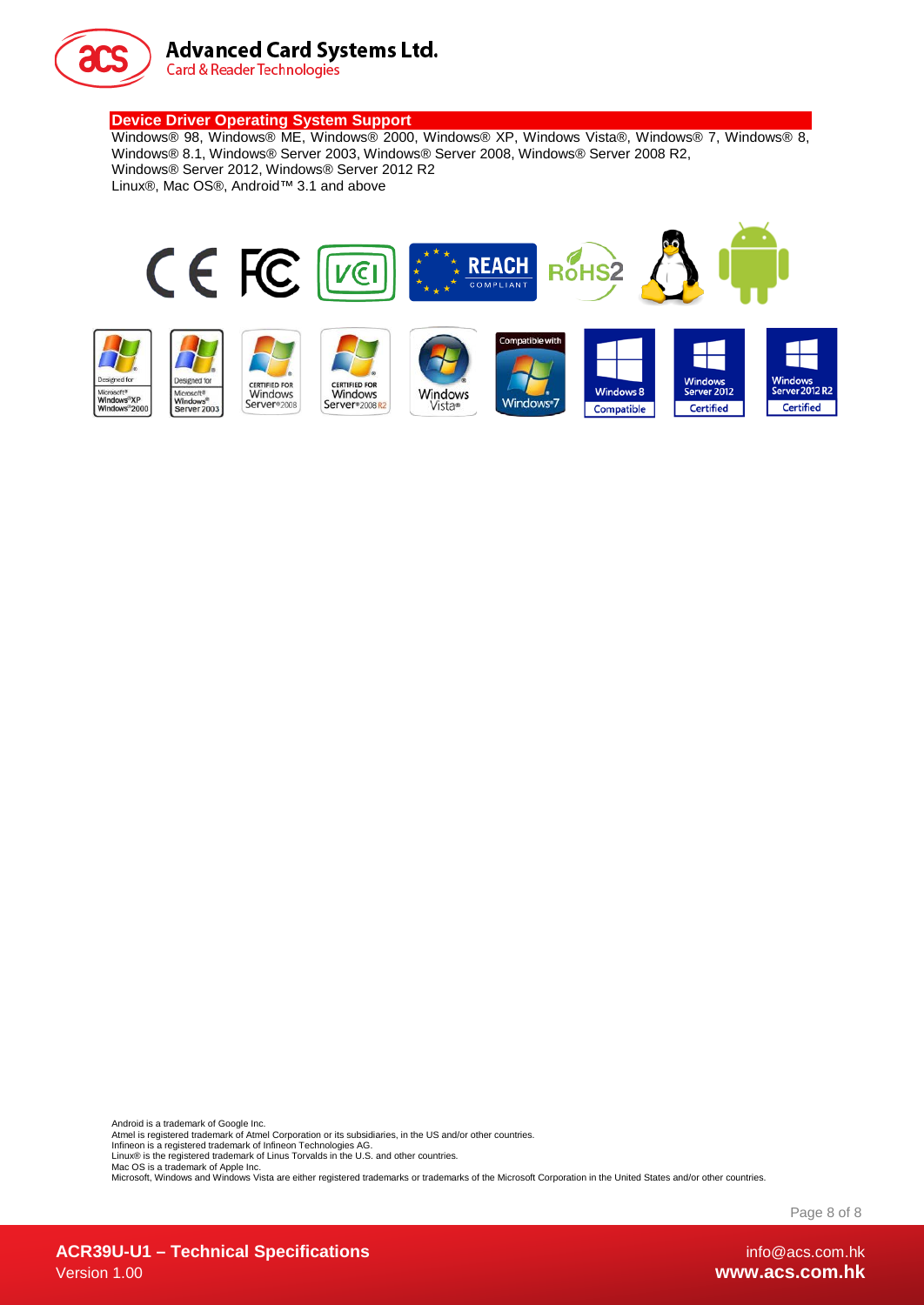## Device Driver Operating System Support

Windows® 98, Windows® ME, Windows® 2000, Windows® XP, Windows Vista®, Windows® 7, Windows® 8, Windows® 8.1, Windows® Server 2003, Windows® Server 2008, Windows® Server 2008 R2, Windows® Server 2012, Windows® Server 2012 R2
Linux®, Mac OS®, Android™ 3.1 and above

Android is a trademark of Google Inc.
Atmel is registered trademark of Atmel Corporation or its subsidiaries, in the US and/or other countries.
Infineon is a registered trademark of Infineon Technologies AG.
Linux® is the registered trademark of Linus Torvalds in the U.S. and other countries.
Mac OS is a trademark of Apple Inc.
Microsoft, Windows and Windows Vista are either registered trademarks or trademarks of the Microsoft Corporation in the United States and/or other countries.